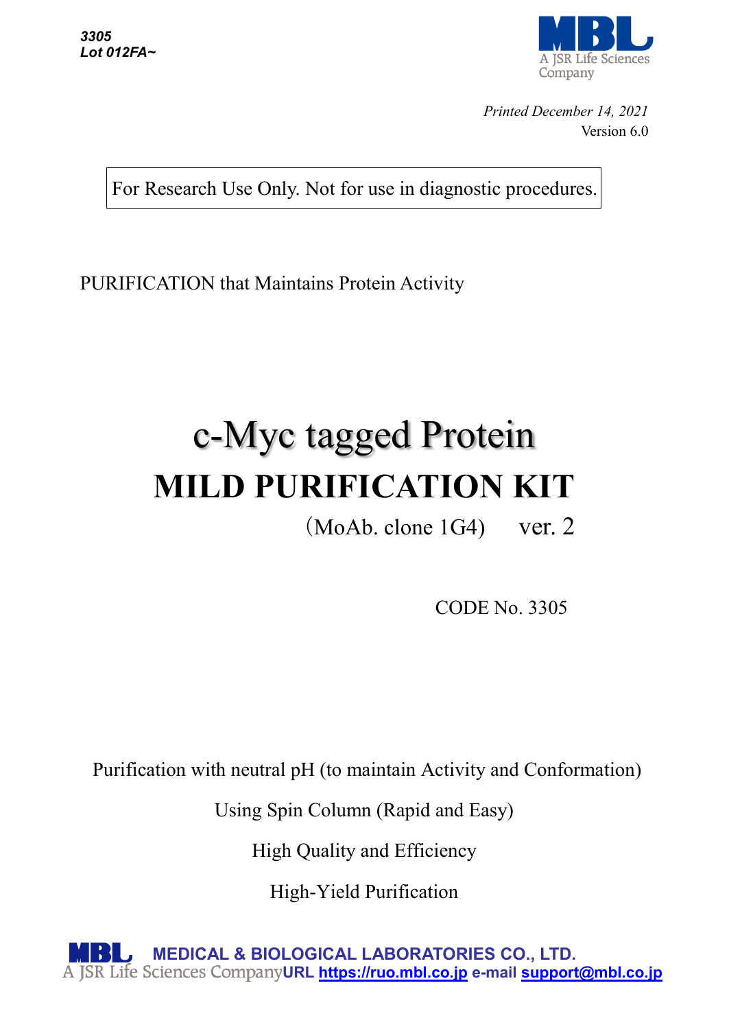*3305*
*Lot 012FA~*

MBL
A JSR Life Sciences Company

*Printed December 14, 2021*
Version 6.0

For Research Use Only. Not for use in diagnostic procedures.

PURIFICATION that Maintains Protein Activity

# c-Myc tagged Protein
# MILD PURIFICATION KIT

（MoAb. clone 1G4）　ver. 2

CODE No. 3305

Purification with neutral pH (to maintain Activity and Conformation)

Using Spin Column (Rapid and Easy)

High Quality and Efficiency

High-Yield Purification

**MEDICAL & BIOLOGICAL LABORATORIES CO., LTD.**
A JSR Life Sciences Company **URL https://ruo.mbl.co.jp e-mail support@mbl.co.jp**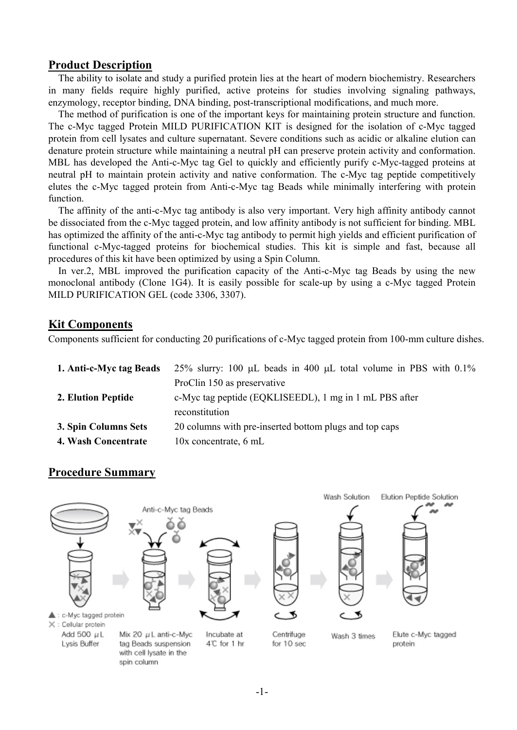## Product Description

The ability to isolate and study a purified protein lies at the heart of modern biochemistry. Researchers in many fields require highly purified, active proteins for studies involving signaling pathways, enzymology, receptor binding, DNA binding, post-transcriptional modifications, and much more.

The method of purification is one of the important keys for maintaining protein structure and function. The c-Myc tagged Protein MILD PURIFICATION KIT is designed for the isolation of c-Myc tagged protein from cell lysates and culture supernatant. Severe conditions such as acidic or alkaline elution can denature protein structure while maintaining a neutral pH can preserve protein activity and conformation. MBL has developed the Anti-c-Myc tag Gel to quickly and efficiently purify c-Myc-tagged proteins at neutral pH to maintain protein activity and native conformation. The c-Myc tag peptide competitively elutes the c-Myc tagged protein from Anti-c-Myc tag Beads while minimally interfering with protein function.

The affinity of the anti-c-Myc tag antibody is also very important. Very high affinity antibody cannot be dissociated from the c-Myc tagged protein, and low affinity antibody is not sufficient for binding. MBL has optimized the affinity of the anti-c-Myc tag antibody to permit high yields and efficient purification of functional c-Myc-tagged proteins for biochemical studies. This kit is simple and fast, because all procedures of this kit have been optimized by using a Spin Column.

In ver.2, MBL improved the purification capacity of the Anti-c-Myc tag Beads by using the new monoclonal antibody (Clone 1G4). It is easily possible for scale-up by using a c-Myc tagged Protein MILD PURIFICATION GEL (code 3306, 3307).

## Kit Components

Components sufficient for conducting 20 purifications of c-Myc tagged protein from 100-mm culture dishes.

| | |
|---|---|
| **1. Anti-c-Myc tag Beads** | 25% slurry: 100 μL beads in 400 μL total volume in PBS with 0.1% ProClin 150 as preservative |
| **2. Elution Peptide** | c-Myc tag peptide (EQKLISEEDL), 1 mg in 1 mL PBS after reconstitution |
| **3. Spin Columns Sets** | 20 columns with pre-inserted bottom plugs and top caps |
| **4. Wash Concentrate** | 10x concentrate, 6 mL |

## Procedure Summary

▲ : c-Myc tagged protein
✕ : Cellular protein

Add 500 μL Lysis Buffer → Mix 20 μL anti-c-Myc tag Beads suspension with cell lysate in the spin column → Incubate at 4℃ for 1 hr → Centrifuge for 10 sec → Wash 3 times (Wash Solution) → Elute c-Myc tagged protein (Elution Peptide Solution)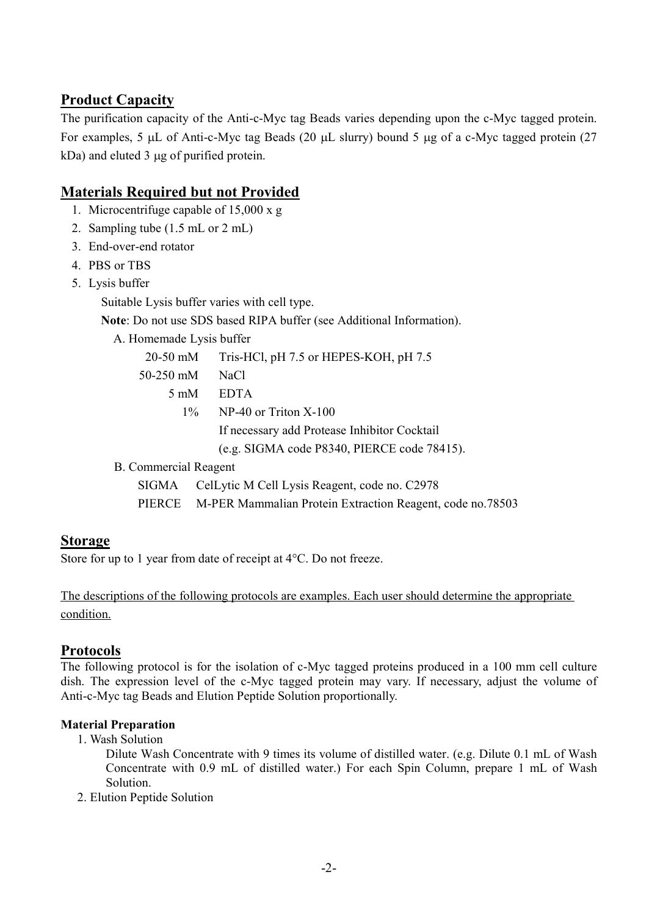## Product Capacity

The purification capacity of the Anti-c-Myc tag Beads varies depending upon the c-Myc tagged protein. For examples, 5 μL of Anti-c-Myc tag Beads (20 μL slurry) bound 5 μg of a c-Myc tagged protein (27 kDa) and eluted 3 μg of purified protein.

## Materials Required but not Provided

1. Microcentrifuge capable of 15,000 x g
2. Sampling tube (1.5 mL or 2 mL)
3. End-over-end rotator
4. PBS or TBS
5. Lysis buffer

   Suitable Lysis buffer varies with cell type.

   **Note**: Do not use SDS based RIPA buffer (see Additional Information).

   A. Homemade Lysis buffer

   | | |
   |---|---|
   | 20-50 mM | Tris-HCl, pH 7.5 or HEPES-KOH, pH 7.5 |
   | 50-250 mM | NaCl |
   | 5 mM | EDTA |
   | 1% | NP-40 or Triton X-100 |
   | | If necessary add Protease Inhibitor Cocktail (e.g. SIGMA code P8340, PIERCE code 78415). |

   B. Commercial Reagent

   | | |
   |---|---|
   | SIGMA | CelLytic M Cell Lysis Reagent, code no. C2978 |
   | PIERCE | M-PER Mammalian Protein Extraction Reagent, code no.78503 |

## Storage

Store for up to 1 year from date of receipt at 4°C. Do not freeze.

The descriptions of the following protocols are examples. Each user should determine the appropriate condition.

## Protocols

The following protocol is for the isolation of c-Myc tagged proteins produced in a 100 mm cell culture dish. The expression level of the c-Myc tagged protein may vary. If necessary, adjust the volume of Anti-c-Myc tag Beads and Elution Peptide Solution proportionally.

#### Material Preparation

1. Wash Solution

   Dilute Wash Concentrate with 9 times its volume of distilled water. (e.g. Dilute 0.1 mL of Wash Concentrate with 0.9 mL of distilled water.) For each Spin Column, prepare 1 mL of Wash Solution.

2. Elution Peptide Solution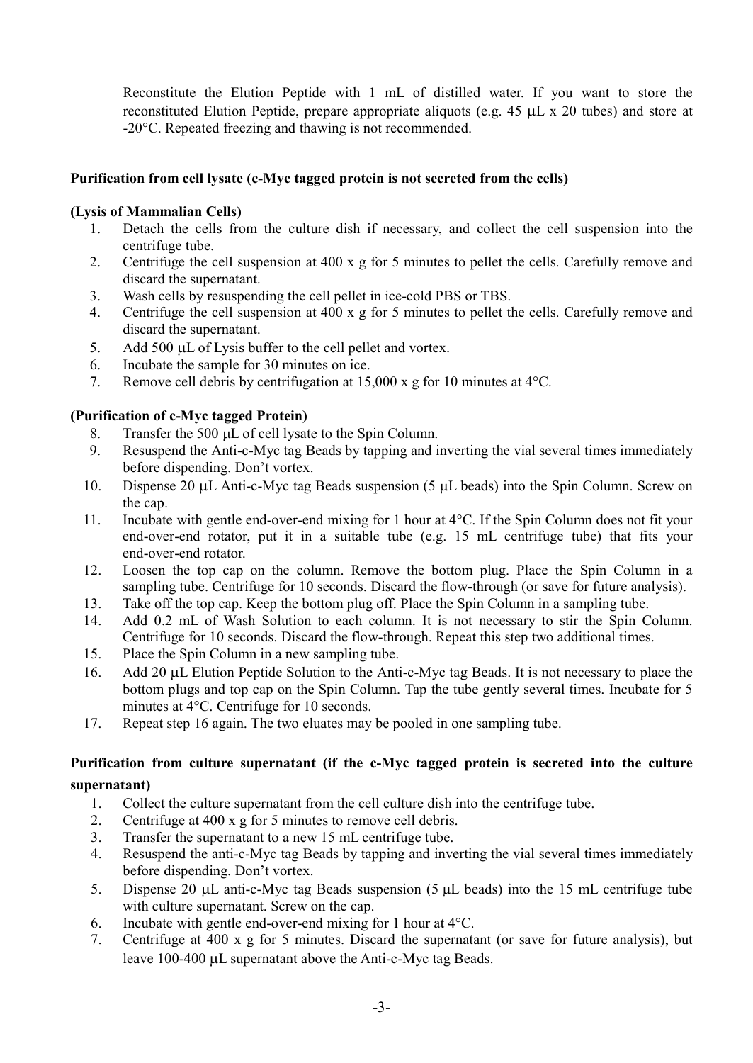Reconstitute the Elution Peptide with 1 mL of distilled water. If you want to store the reconstituted Elution Peptide, prepare appropriate aliquots (e.g. 45 μL x 20 tubes) and store at -20°C. Repeated freezing and thawing is not recommended.

**Purification from cell lysate (c-Myc tagged protein is not secreted from the cells)**

**(Lysis of Mammalian Cells)**

1. Detach the cells from the culture dish if necessary, and collect the cell suspension into the centrifuge tube.
2. Centrifuge the cell suspension at 400 x g for 5 minutes to pellet the cells. Carefully remove and discard the supernatant.
3. Wash cells by resuspending the cell pellet in ice-cold PBS or TBS.
4. Centrifuge the cell suspension at 400 x g for 5 minutes to pellet the cells. Carefully remove and discard the supernatant.
5. Add 500 μL of Lysis buffer to the cell pellet and vortex.
6. Incubate the sample for 30 minutes on ice.
7. Remove cell debris by centrifugation at 15,000 x g for 10 minutes at 4°C.

**(Purification of c-Myc tagged Protein)**

8. Transfer the 500 μL of cell lysate to the Spin Column.
9. Resuspend the Anti-c-Myc tag Beads by tapping and inverting the vial several times immediately before dispending. Don't vortex.
10. Dispense 20 μL Anti-c-Myc tag Beads suspension (5 μL beads) into the Spin Column. Screw on the cap.
11. Incubate with gentle end-over-end mixing for 1 hour at 4°C. If the Spin Column does not fit your end-over-end rotator, put it in a suitable tube (e.g. 15 mL centrifuge tube) that fits your end-over-end rotator.
12. Loosen the top cap on the column. Remove the bottom plug. Place the Spin Column in a sampling tube. Centrifuge for 10 seconds. Discard the flow-through (or save for future analysis).
13. Take off the top cap. Keep the bottom plug off. Place the Spin Column in a sampling tube.
14. Add 0.2 mL of Wash Solution to each column. It is not necessary to stir the Spin Column. Centrifuge for 10 seconds. Discard the flow-through. Repeat this step two additional times.
15. Place the Spin Column in a new sampling tube.
16. Add 20 μL Elution Peptide Solution to the Anti-c-Myc tag Beads. It is not necessary to place the bottom plugs and top cap on the Spin Column. Tap the tube gently several times. Incubate for 5 minutes at 4°C. Centrifuge for 10 seconds.
17. Repeat step 16 again. The two eluates may be pooled in one sampling tube.

**Purification from culture supernatant (if the c-Myc tagged protein is secreted into the culture supernatant)**

1. Collect the culture supernatant from the cell culture dish into the centrifuge tube.
2. Centrifuge at 400 x g for 5 minutes to remove cell debris.
3. Transfer the supernatant to a new 15 mL centrifuge tube.
4. Resuspend the anti-c-Myc tag Beads by tapping and inverting the vial several times immediately before dispending. Don't vortex.
5. Dispense 20 μL anti-c-Myc tag Beads suspension (5 μL beads) into the 15 mL centrifuge tube with culture supernatant. Screw on the cap.
6. Incubate with gentle end-over-end mixing for 1 hour at 4°C.
7. Centrifuge at 400 x g for 5 minutes. Discard the supernatant (or save for future analysis), but leave 100-400 μL supernatant above the Anti-c-Myc tag Beads.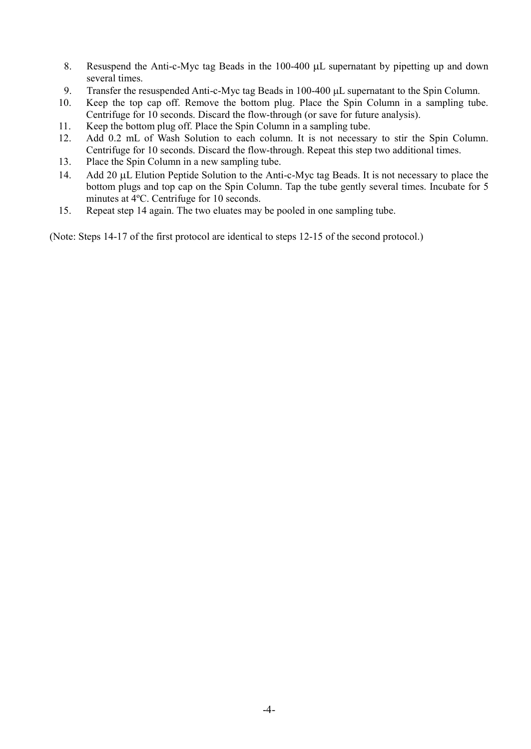8. Resuspend the Anti-c-Myc tag Beads in the 100-400 μL supernatant by pipetting up and down several times.
9. Transfer the resuspended Anti-c-Myc tag Beads in 100-400 μL supernatant to the Spin Column.
10. Keep the top cap off. Remove the bottom plug. Place the Spin Column in a sampling tube. Centrifuge for 10 seconds. Discard the flow-through (or save for future analysis).
11. Keep the bottom plug off. Place the Spin Column in a sampling tube.
12. Add 0.2 mL of Wash Solution to each column. It is not necessary to stir the Spin Column. Centrifuge for 10 seconds. Discard the flow-through. Repeat this step two additional times.
13. Place the Spin Column in a new sampling tube.
14. Add 20 μL Elution Peptide Solution to the Anti-c-Myc tag Beads. It is not necessary to place the bottom plugs and top cap on the Spin Column. Tap the tube gently several times. Incubate for 5 minutes at 4ºC. Centrifuge for 10 seconds.
15. Repeat step 14 again. The two eluates may be pooled in one sampling tube.

(Note: Steps 14-17 of the first protocol are identical to steps 12-15 of the second protocol.)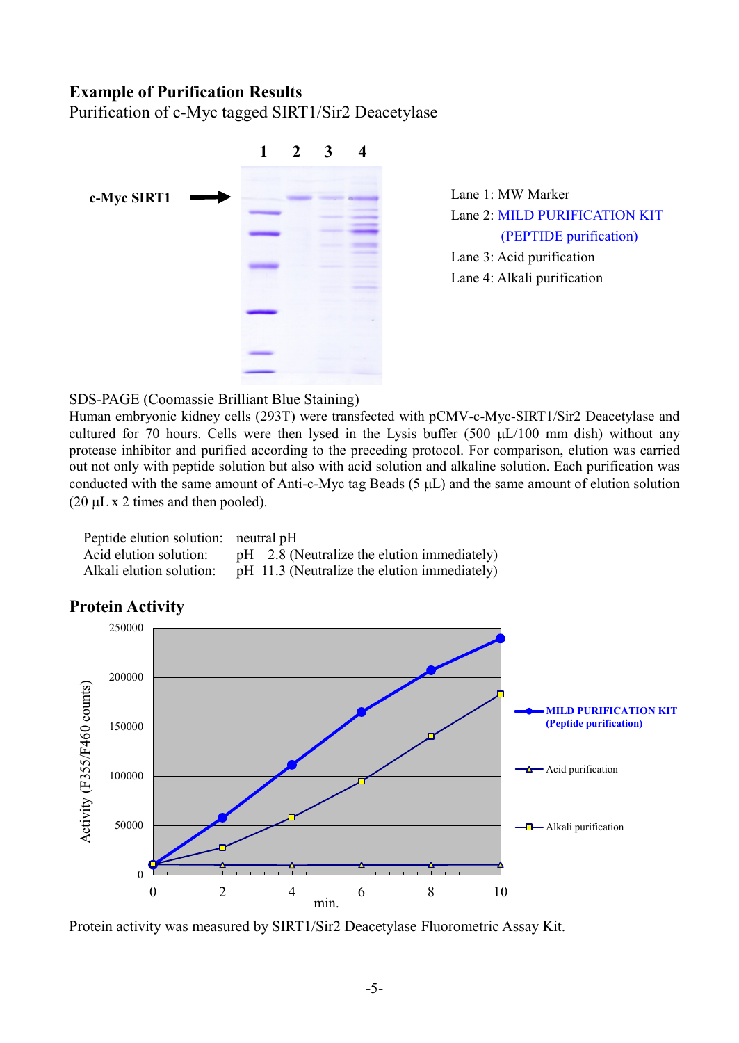## Example of Purification Results

Purification of c-Myc tagged SIRT1/Sir2 Deacetylase

Lane 1: MW Marker
Lane 2: MILD PURIFICATION KIT (PEPTIDE purification)
Lane 3: Acid purification
Lane 4: Alkali purification

SDS-PAGE (Coomassie Brilliant Blue Staining)

Human embryonic kidney cells (293T) were transfected with pCMV-c-Myc-SIRT1/Sir2 Deacetylase and cultured for 70 hours. Cells were then lysed in the Lysis buffer (500 µL/100 mm dish) without any protease inhibitor and purified according to the preceding protocol. For comparison, elution was carried out not only with peptide solution but also with acid solution and alkaline solution. Each purification was conducted with the same amount of Anti-c-Myc tag Beads (5 µL) and the same amount of elution solution (20 µL x 2 times and then pooled).

| | |
|---|---|
| Peptide elution solution: | neutral pH |
| Acid elution solution: | pH 2.8 (Neutralize the elution immediately) |
| Alkali elution solution: | pH 11.3 (Neutralize the elution immediately) |

## Protein Activity

Protein activity was measured by SIRT1/Sir2 Deacetylase Fluorometric Assay Kit.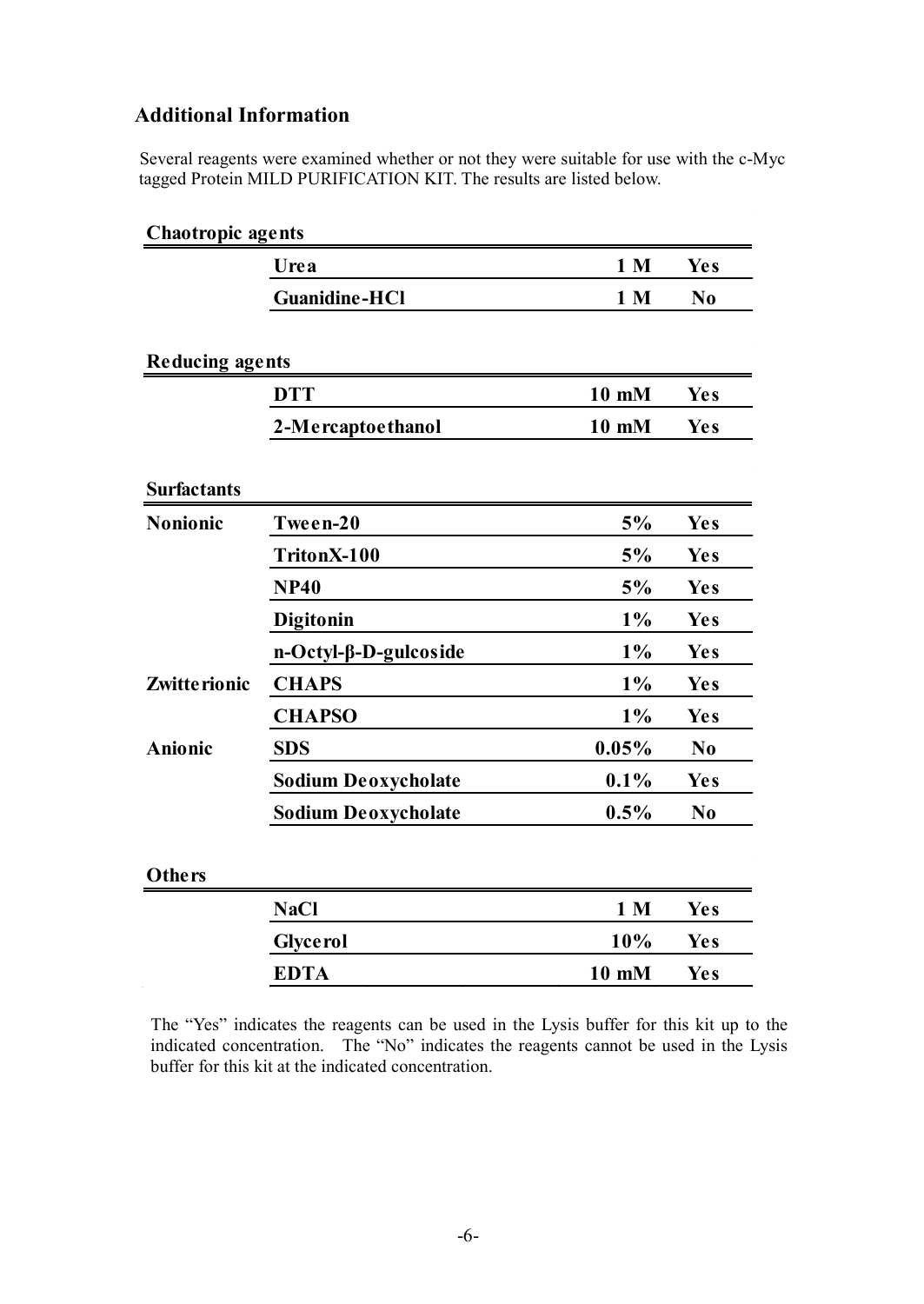## Additional Information

Several reagents were examined whether or not they were suitable for use with the c-Myc tagged Protein MILD PURIFICATION KIT. The results are listed below.

**Chaotropic agents**

| | | | |
|---|---|---|---|
| | Urea | 1 M | Yes |
| | Guanidine-HCl | 1 M | No |

**Reducing agents**

| | | | |
|---|---|---|---|
| | DTT | 10 mM | Yes |
| | 2-Mercaptoethanol | 10 mM | Yes |

**Surfactants**

| | | | |
|---|---|---|---|
| Nonionic | Tween-20 | 5% | Yes |
| | TritonX-100 | 5% | Yes |
| | NP40 | 5% | Yes |
| | Digitonin | 1% | Yes |
| | n-Octyl-β-D-gulcoside | 1% | Yes |
| Zwitterionic | CHAPS | 1% | Yes |
| | CHAPSO | 1% | Yes |
| Anionic | SDS | 0.05% | No |
| | Sodium Deoxycholate | 0.1% | Yes |
| | Sodium Deoxycholate | 0.5% | No |

**Others**

| | | | |
|---|---|---|---|
| | NaCl | 1 M | Yes |
| | Glycerol | 10% | Yes |
| | EDTA | 10 mM | Yes |

The "Yes" indicates the reagents can be used in the Lysis buffer for this kit up to the indicated concentration. The "No" indicates the reagents cannot be used in the Lysis buffer for this kit at the indicated concentration.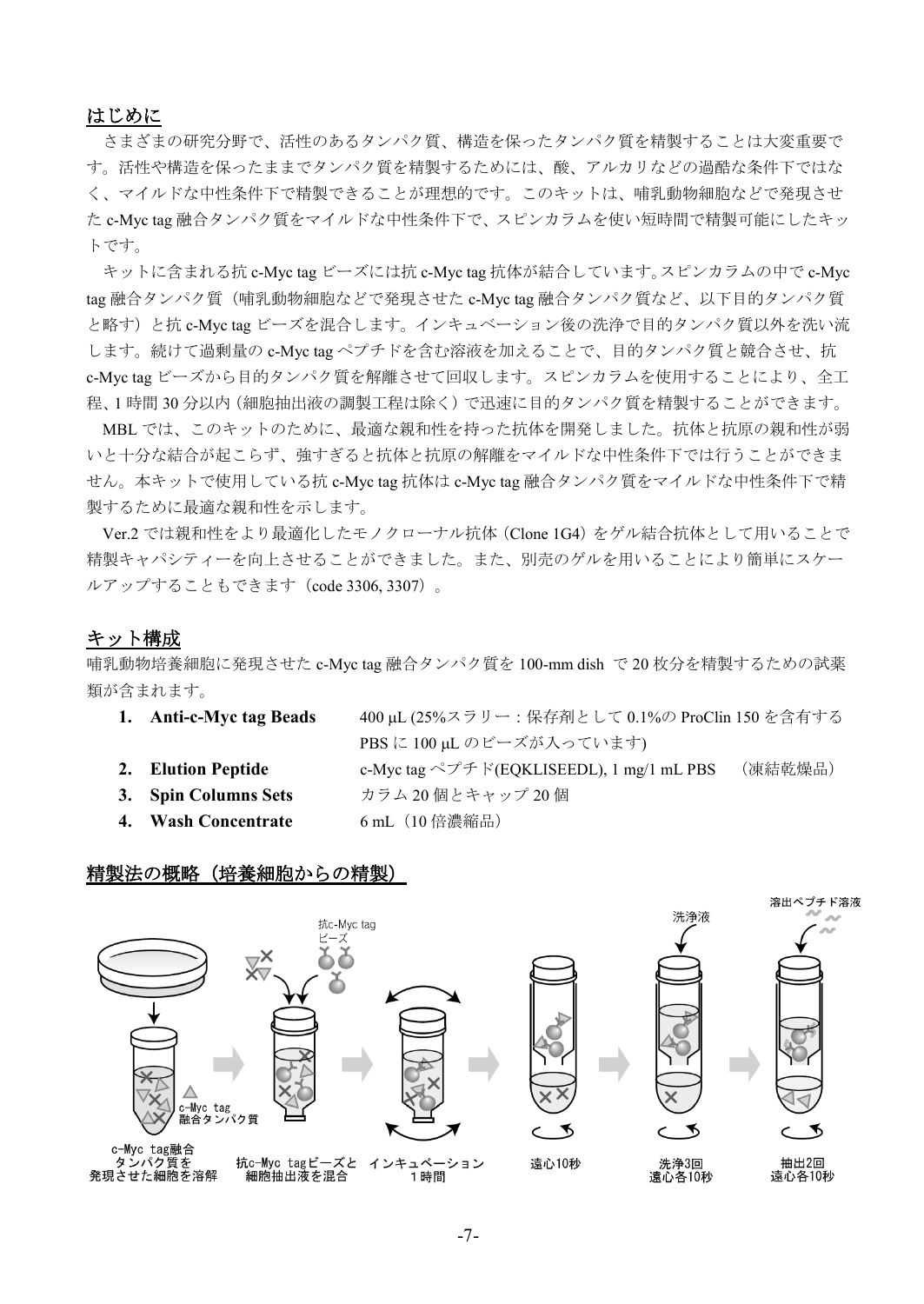## はじめに

さまざまの研究分野で、活性のあるタンパク質、構造を保ったタンパク質を精製することは大変重要です。活性や構造を保ったままでタンパク質を精製するためには、酸、アルカリなどの過酷な条件下ではなく、マイルドな中性条件下で精製できることが理想的です。このキットは、哺乳動物細胞などで発現させた c-Myc tag 融合タンパク質をマイルドな中性条件下で、スピンカラムを使い短時間で精製可能にしたキットです。

キットに含まれる抗 c-Myc tag ビーズには抗 c-Myc tag 抗体が結合しています。スピンカラムの中で c-Myc tag 融合タンパク質（哺乳動物細胞などで発現させた c-Myc tag 融合タンパク質など、以下目的タンパク質と略す）と抗 c-Myc tag ビーズを混合します。インキュベーション後の洗浄で目的タンパク質以外を洗い流します。続けて過剰量の c-Myc tag ペプチドを含む溶液を加えることで、目的タンパク質と競合させ、抗 c-Myc tag ビーズから目的タンパク質を解離させて回収します。スピンカラムを使用することにより、全工程、1 時間 30 分以内（細胞抽出液の調製工程は除く）で迅速に目的タンパク質を精製することができます。

MBL では、このキットのために、最適な親和性を持った抗体を開発しました。抗体と抗原の親和性が弱いと十分な結合が起こらず、強すぎると抗体と抗原の解離をマイルドな中性条件下では行うことができません。本キットで使用している抗 c-Myc tag 抗体は c-Myc tag 融合タンパク質をマイルドな中性条件下で精製するために最適な親和性を示します。

Ver.2 では親和性をより最適化したモノクローナル抗体（Clone 1G4）をゲル結合抗体として用いることで精製キャパシティーを向上させることができました。また、別売のゲルを用いることにより簡単にスケールアップすることもできます（code 3306, 3307）。

## キット構成

哺乳動物培養細胞に発現させた c-Myc tag 融合タンパク質を 100-mm dish で 20 枚分を精製するための試薬類が含まれます。

1. **Anti-c-Myc tag Beads** 400 μL (25%スラリー：保存剤として 0.1%の ProClin 150 を含有する PBS に 100 μL のビーズが入っています)
2. **Elution Peptide** c-Myc tag ペプチド(EQKLISEEDL), 1 mg/1 mL PBS （凍結乾燥品）
3. **Spin Columns Sets** カラム 20 個とキャップ 20 個
4. **Wash Concentrate** 6 mL（10 倍濃縮品）

## 精製法の概略（培養細胞からの精製）

c-Myc tag融合タンパク質を発現させた細胞を溶解 → 抗c-Myc tagビーズと細胞抽出液を混合 → インキュベーション 1時間 → 遠心10秒 → 洗浄3回 遠心各10秒 → 抽出2回 遠心各10秒

（図中ラベル：c-Myc tag 融合タンパク質、抗c-Myc tag ビーズ、洗浄液、溶出ペプチド溶液）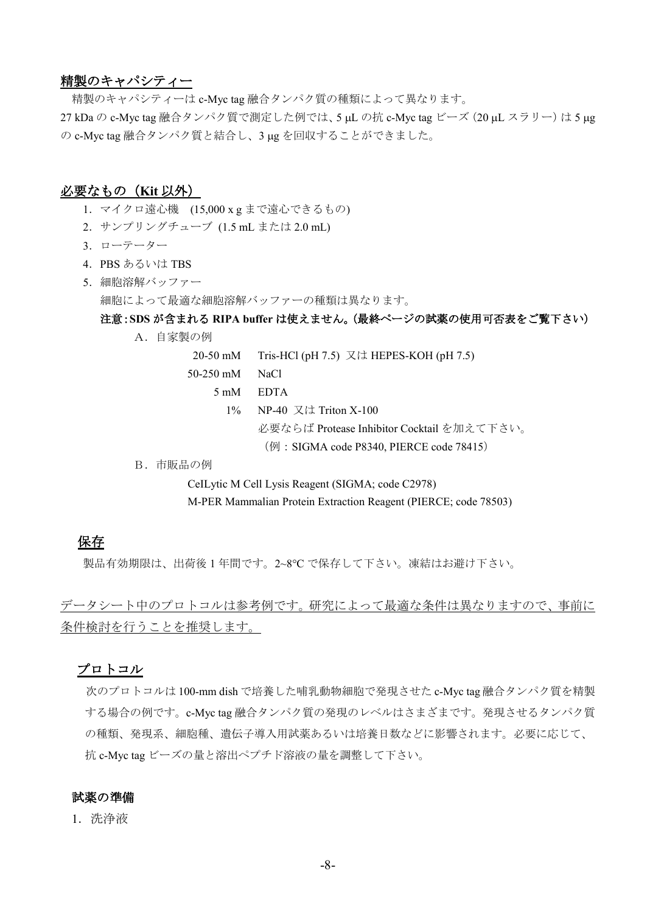## 精製のキャパシティー

精製のキャパシティーは c-Myc tag 融合タンパク質の種類によって異なります。
27 kDa の c-Myc tag 融合タンパク質で測定した例では、5 μL の抗 c-Myc tag ビーズ（20 μL スラリー）は 5 μg の c-Myc tag 融合タンパク質と結合し、3 μg を回収することができました。

## 必要なもの（Kit 以外）

1. マイクロ遠心機　(15,000 x g まで遠心できるもの)
2. サンプリングチューブ　(1.5 mL または 2.0 mL)
3. ローテーター
4. PBS あるいは TBS
5. 細胞溶解バッファー

   細胞によって最適な細胞溶解バッファーの種類は異なります。

   **注意：SDS が含まれる RIPA buffer は使えません。（最終ページの試薬の使用可否表をご覧下さい）**

   A．自家製の例

   | | |
   |---|---|
   | 20-50 mM | Tris-HCl (pH 7.5)　又は HEPES-KOH (pH 7.5) |
   | 50-250 mM | NaCl |
   | 5 mM | EDTA |
   | 1% | NP-40　又は Triton X-100 |
   | | 必要ならば Protease Inhibitor Cocktail を加えて下さい。 |
   | | （例：SIGMA code P8340, PIERCE code 78415） |

   B．市販品の例

   CelLytic M Cell Lysis Reagent (SIGMA; code C2978)
   M-PER Mammalian Protein Extraction Reagent (PIERCE; code 78503)

## 保存

製品有効期限は、出荷後 1 年間です。2~8°C で保存して下さい。凍結はお避け下さい。

データシート中のプロトコルは参考例です。研究によって最適な条件は異なりますので、事前に条件検討を行うことを推奨します。

## プロトコル

次のプロトコルは 100-mm dish で培養した哺乳動物細胞で発現させた c-Myc tag 融合タンパク質を精製する場合の例です。c-Myc tag 融合タンパク質の発現のレベルはさまざまです。発現させるタンパク質の種類、発現系、細胞種、遺伝子導入用試薬あるいは培養日数などに影響されます。必要に応じて、抗 c-Myc tag ビーズの量と溶出ペプチド溶液の量を調整して下さい。

### 試薬の準備

1. 洗浄液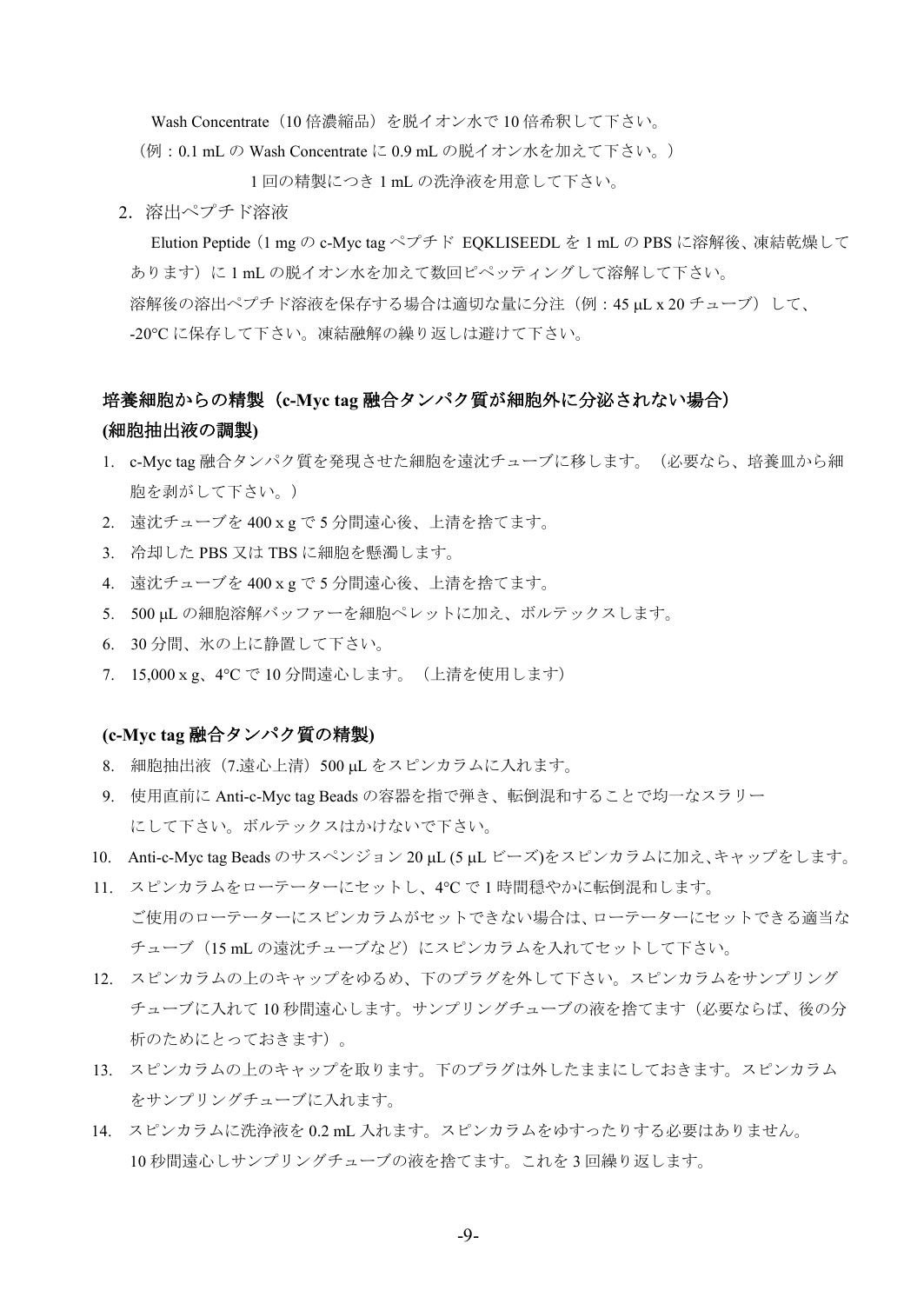Wash Concentrate（10 倍濃縮品）を脱イオン水で 10 倍希釈して下さい。

（例：0.1 mL の Wash Concentrate に 0.9 mL の脱イオン水を加えて下さい。）

1 回の精製につき 1 mL の洗浄液を用意して下さい。

2. 溶出ペプチド溶液

Elution Peptide（1 mg の c-Myc tag ペプチド EQKLISEEDL を 1 mL の PBS に溶解後、凍結乾燥してあります）に 1 mL の脱イオン水を加えて数回ピペッティングして溶解して下さい。

溶解後の溶出ペプチド溶液を保存する場合は適切な量に分注（例：45 μL x 20 チューブ）して、-20°C に保存して下さい。凍結融解の繰り返しは避けて下さい。

## 培養細胞からの精製（c-Myc tag 融合タンパク質が細胞外に分泌されない場合）

### (細胞抽出液の調製)

1. c-Myc tag 融合タンパク質を発現させた細胞を遠沈チューブに移します。（必要なら、培養皿から細胞を剥がして下さい。）
2. 遠沈チューブを 400 x g で 5 分間遠心後、上清を捨てます。
3. 冷却した PBS 又は TBS に細胞を懸濁します。
4. 遠沈チューブを 400 x g で 5 分間遠心後、上清を捨てます。
5. 500 μL の細胞溶解バッファーを細胞ペレットに加え、ボルテックスします。
6. 30 分間、氷の上に静置して下さい。
7. 15,000 x g、4°C で 10 分間遠心します。（上清を使用します）

### (c-Myc tag 融合タンパク質の精製)

8. 細胞抽出液（7.遠心上清）500 μL をスピンカラムに入れます。
9. 使用直前に Anti-c-Myc tag Beads の容器を指で弾き、転倒混和することで均一なスラリーにして下さい。ボルテックスはかけないで下さい。
10. Anti-c-Myc tag Beads のサスペンジョン 20 μL (5 μL ビーズ)をスピンカラムに加え、キャップをします。
11. スピンカラムをローテーターにセットし、4°C で 1 時間穏やかに転倒混和します。
    ご使用のローテーターにスピンカラムがセットできない場合は、ローテーターにセットできる適当なチューブ（15 mL の遠沈チューブなど）にスピンカラムを入れてセットして下さい。
12. スピンカラムの上のキャップをゆるめ、下のプラグを外して下さい。スピンカラムをサンプリングチューブに入れて 10 秒間遠心します。サンプリングチューブの液を捨てます（必要ならば、後の分析のためにとっておきます）。
13. スピンカラムの上のキャップを取ります。下のプラグは外したままにしておきます。スピンカラムをサンプリングチューブに入れます。
14. スピンカラムに洗浄液を 0.2 mL 入れます。スピンカラムをゆすったりする必要はありません。
    10 秒間遠心しサンプリングチューブの液を捨てます。これを 3 回繰り返します。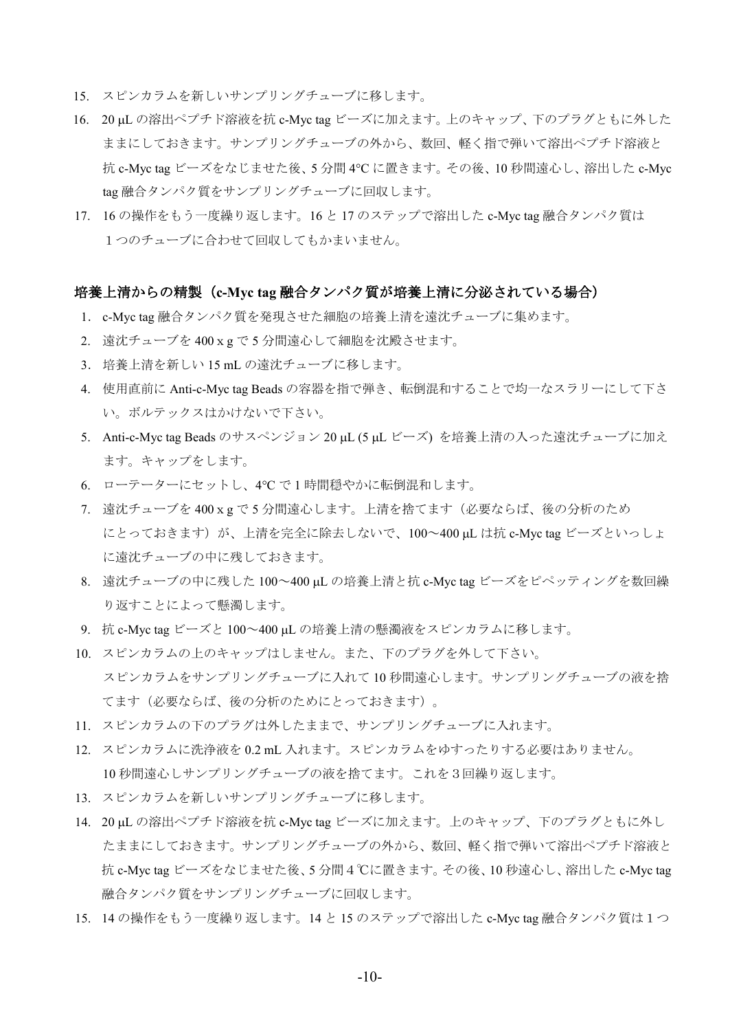15. スピンカラムを新しいサンプリングチューブに移します。
16. 20 µL の溶出ペプチド溶液を抗 c-Myc tag ビーズに加えます。上のキャップ、下のプラグともに外したままにしておきます。サンプリングチューブの外から、数回、軽く指で弾いて溶出ペプチド溶液と抗 c-Myc tag ビーズをなじませた後、5 分間 4°C に置きます。その後、10 秒間遠心し、溶出した c-Myc tag 融合タンパク質をサンプリングチューブに回収します。
17. 16 の操作をもう一度繰り返します。16 と 17 のステップで溶出した c-Myc tag 融合タンパク質は１つのチューブに合わせて回収してもかまいません。

### 培養上清からの精製（c-Myc tag 融合タンパク質が培養上清に分泌されている場合）

1. c-Myc tag 融合タンパク質を発現させた細胞の培養上清を遠沈チューブに集めます。
2. 遠沈チューブを 400 x g で 5 分間遠心して細胞を沈殿させます。
3. 培養上清を新しい 15 mL の遠沈チューブに移します。
4. 使用直前に Anti-c-Myc tag Beads の容器を指で弾き、転倒混和することで均一なスラリーにして下さい。ボルテックスはかけないで下さい。
5. Anti-c-Myc tag Beads のサスペンジョン 20 µL (5 µL ビーズ) を培養上清の入った遠沈チューブに加えます。キャップをします。
6. ローテーターにセットし、4°C で 1 時間穏やかに転倒混和します。
7. 遠沈チューブを 400 x g で 5 分間遠心します。上清を捨てます（必要ならば、後の分析のためにとっておきます）が、上清を完全に除去しないで、100～400 µL は抗 c-Myc tag ビーズといっしょに遠沈チューブの中に残しておきます。
8. 遠沈チューブの中に残した 100～400 µL の培養上清と抗 c-Myc tag ビーズをピペッティングを数回繰り返すことによって懸濁します。
9. 抗 c-Myc tag ビーズと 100～400 µL の培養上清の懸濁液をスピンカラムに移します。
10. スピンカラムの上のキャップはしません。また、下のプラグを外して下さい。
    スピンカラムをサンプリングチューブに入れて 10 秒間遠心します。サンプリングチューブの液を捨てます（必要ならば、後の分析のためにとっておきます）。
11. スピンカラムの下のプラグは外したままで、サンプリングチューブに入れます。
12. スピンカラムに洗浄液を 0.2 mL 入れます。スピンカラムをゆすったりする必要はありません。
    10 秒間遠心しサンプリングチューブの液を捨てます。これを３回繰り返します。
13. スピンカラムを新しいサンプリングチューブに移します。
14. 20 µL の溶出ペプチド溶液を抗 c-Myc tag ビーズに加えます。上のキャップ、下のプラグともに外したままにしておきます。サンプリングチューブの外から、数回、軽く指で弾いて溶出ペプチド溶液と抗 c-Myc tag ビーズをなじませた後、5 分間 4 ℃に置きます。その後、10 秒遠心し、溶出した c-Myc tag 融合タンパク質をサンプリングチューブに回収します。
15. 14 の操作をもう一度繰り返します。14 と 15 のステップで溶出した c-Myc tag 融合タンパク質は１つ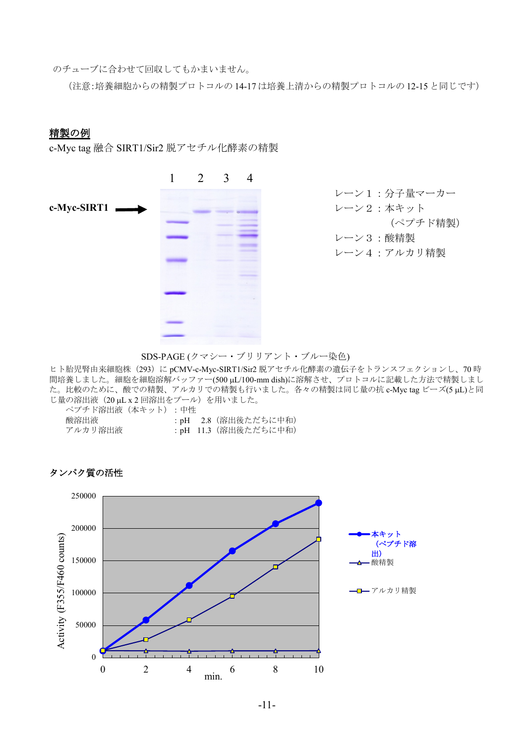のチューブに合わせて回収してもかまいません。

（注意:培養細胞からの精製プロトコルの 14-17 は培養上清からの精製プロトコルの 12-15 と同じです）

## 精製の例

c-Myc tag 融合 SIRT1/Sir2 脱アセチル化酵素の精製

1　2　3　4

c-Myc-SIRT1 →

レーン１：分子量マーカー
レーン２：本キット
　　　　（ペプチド精製）
レーン３：酸精製
レーン４：アルカリ精製

SDS-PAGE (クマシー・ブリリアント・ブルー染色)

ヒト胎児腎由来細胞株（293）に pCMV-c-Myc-SIRT1/Sir2 脱アセチル化酵素の遺伝子をトランスフェクションし、70 時間培養しました。細胞を細胞溶解バッファー(500 μL/100-mm dish)に溶解させ、プロトコルに記載した方法で精製しました。比較のために、酸での精製、アルカリでの精製も行いました。各々の精製は同じ量の抗 c-Myc tag ビーズ(5 μL)と同じ量の溶出液（20 μL x 2 回溶出をプール）を用いました。

ペプチド溶出液（本キット）：中性
酸溶出液　　　　　　　　　：pH　2.8（溶出後ただちに中和）
アルカリ溶出液　　　　　　：pH　11.3（溶出後ただちに中和）

### タンパク質の活性

Activity (F355/F460 counts) vs min.

| min. | 本キット（ペプチド溶出） | 酸精製 | アルカリ精製 |
|---|---|---|---|
| 0 | 10000 | 10000 | 10000 |
| 2 | 58000 | 10000 | 27000 |
| 4 | 111000 | 9500 | 58000 |
| 6 | 165000 | 10000 | 95000 |
| 8 | 207000 | 10000 | 139000 |
| 10 | 238000 | 10000 | 182000 |

(値はグラフからの読み取り)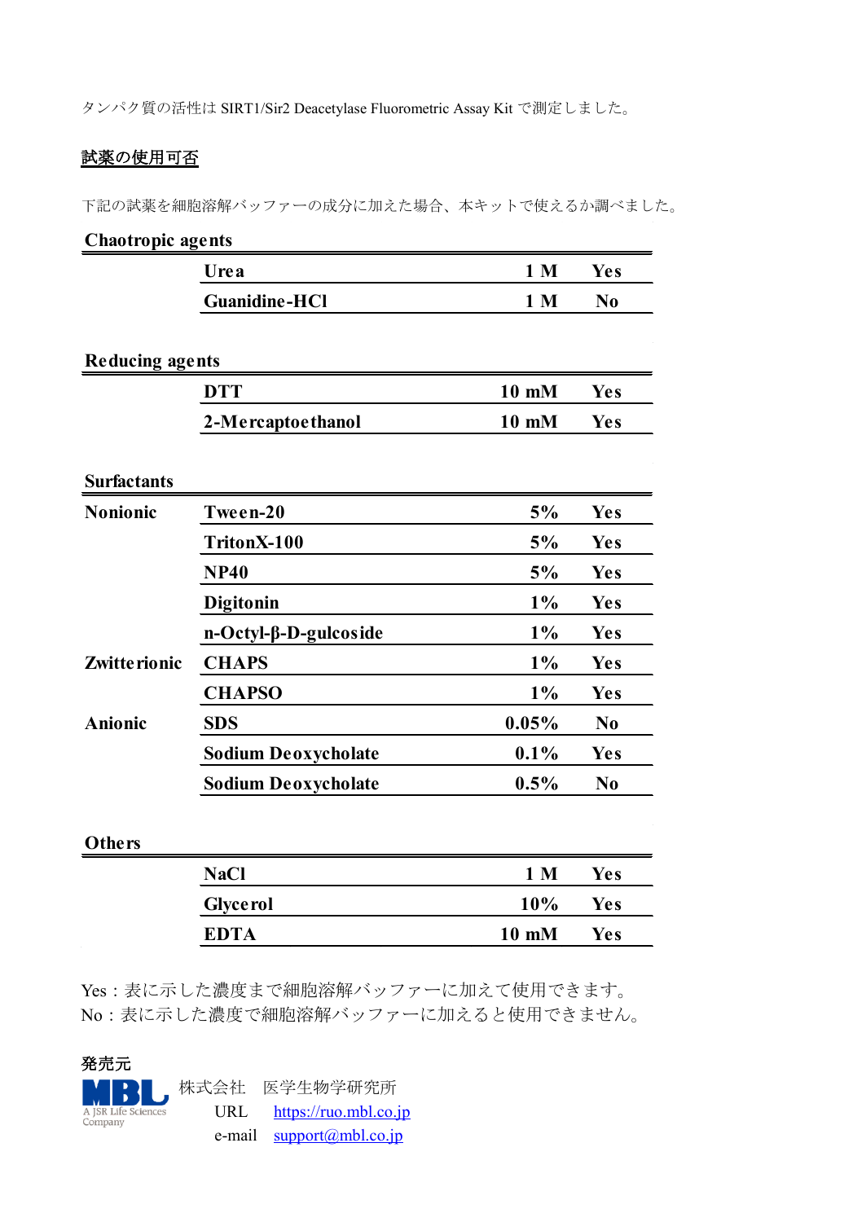タンパク質の活性は SIRT1/Sir2 Deacetylase Fluorometric Assay Kit で測定しました。

## 試薬の使用可否

下記の試薬を細胞溶解バッファーの成分に加えた場合、本キットで使えるか調べました。

**Chaotropic agents**

| | | | |
|---|---|---|---|
| | **Urea** | **1 M** | **Yes** |
| | **Guanidine-HCl** | **1 M** | **No** |

**Reducing agents**

| | | | |
|---|---|---|---|
| | **DTT** | **10 mM** | **Yes** |
| | **2-Mercaptoethanol** | **10 mM** | **Yes** |

**Surfactants**

| | | | |
|---|---|---|---|
| **Nonionic** | **Tween-20** | **5%** | **Yes** |
| | **TritonX-100** | **5%** | **Yes** |
| | **NP40** | **5%** | **Yes** |
| | **Digitonin** | **1%** | **Yes** |
| | **n-Octyl-β-D-gulcoside** | **1%** | **Yes** |
| **Zwitterionic** | **CHAPS** | **1%** | **Yes** |
| | **CHAPSO** | **1%** | **Yes** |
| **Anionic** | **SDS** | **0.05%** | **No** |
| | **Sodium Deoxycholate** | **0.1%** | **Yes** |
| | **Sodium Deoxycholate** | **0.5%** | **No** |

**Others**

| | | | |
|---|---|---|---|
| | **NaCl** | **1 M** | **Yes** |
| | **Glycerol** | **10%** | **Yes** |
| | **EDTA** | **10 mM** | **Yes** |

Yes：表に示した濃度まで細胞溶解バッファーに加えて使用できます。
No：表に示した濃度で細胞溶解バッファーに加えると使用できません。

**発売元**

MBL A JSR Life Sciences Company

株式会社　医学生物学研究所
URL　https://ruo.mbl.co.jp
e-mail　support@mbl.co.jp